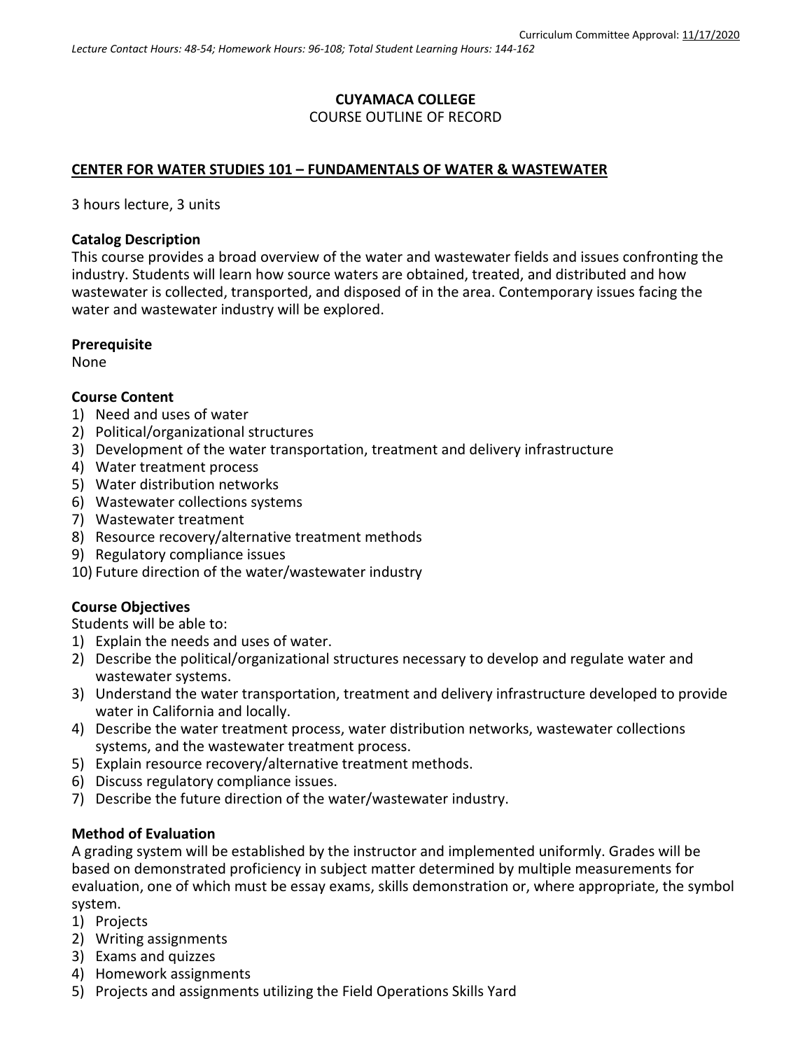Curriculum Committee Approval: 11/17/2020

*Lecture Contact Hours: 48-54; Homework Hours: 96-108; Total Student Learning Hours: 144-162*

**CUYAMACA COLLEGE**

COURSE OUTLINE OF RECORD

**CENTER FOR WATER STUDIES 101 – FUNDAMENTALS OF WATER & WASTEWATER**

3 hours lecture, 3 units

**Catalog Description**

This course provides a broad overview of the water and wastewater fields and issues confronting the industry. Students will learn how source waters are obtained, treated, and distributed and how wastewater is collected, transported, and disposed of in the area. Contemporary issues facing the water and wastewater industry will be explored.

**Prerequisite**

None

**Course Content**

1) Need and uses of water
2) Political/organizational structures
3) Development of the water transportation, treatment and delivery infrastructure
4) Water treatment process
5) Water distribution networks
6) Wastewater collections systems
7) Wastewater treatment
8) Resource recovery/alternative treatment methods
9) Regulatory compliance issues
10) Future direction of the water/wastewater industry

**Course Objectives**

Students will be able to:

1) Explain the needs and uses of water.
2) Describe the political/organizational structures necessary to develop and regulate water and wastewater systems.
3) Understand the water transportation, treatment and delivery infrastructure developed to provide water in California and locally.
4) Describe the water treatment process, water distribution networks, wastewater collections systems, and the wastewater treatment process.
5) Explain resource recovery/alternative treatment methods.
6) Discuss regulatory compliance issues.
7) Describe the future direction of the water/wastewater industry.

**Method of Evaluation**

A grading system will be established by the instructor and implemented uniformly. Grades will be based on demonstrated proficiency in subject matter determined by multiple measurements for evaluation, one of which must be essay exams, skills demonstration or, where appropriate, the symbol system.

1) Projects
2) Writing assignments
3) Exams and quizzes
4) Homework assignments
5) Projects and assignments utilizing the Field Operations Skills Yard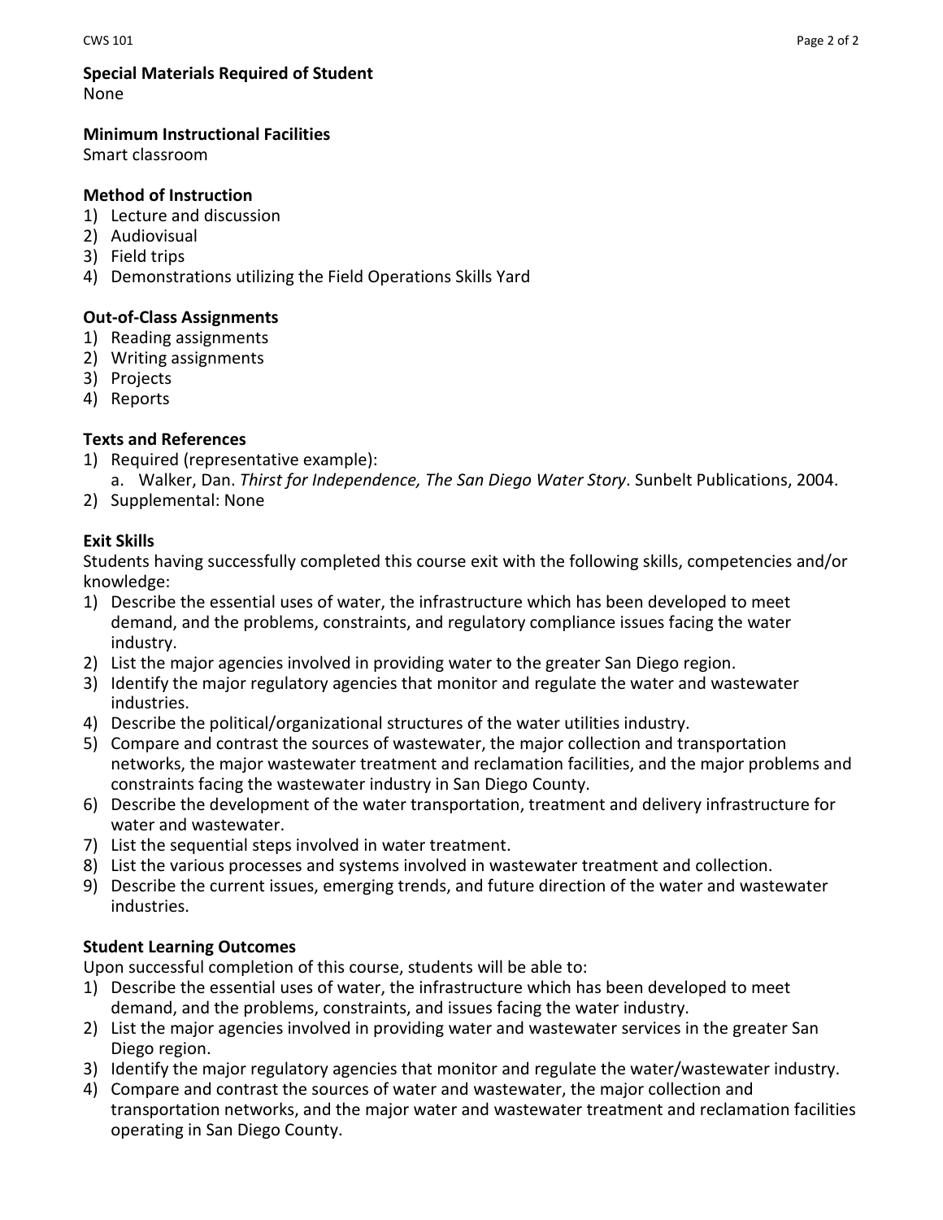**Special Materials Required of Student**
None

**Minimum Instructional Facilities**
Smart classroom

**Method of Instruction**

1) Lecture and discussion
2) Audiovisual
3) Field trips
4) Demonstrations utilizing the Field Operations Skills Yard

**Out-of-Class Assignments**

1) Reading assignments
2) Writing assignments
3) Projects
4) Reports

**Texts and References**

1) Required (representative example):
   a. Walker, Dan. *Thirst for Independence, The San Diego Water Story*. Sunbelt Publications, 2004.
2) Supplemental: None

**Exit Skills**
Students having successfully completed this course exit with the following skills, competencies and/or knowledge:

1) Describe the essential uses of water, the infrastructure which has been developed to meet demand, and the problems, constraints, and regulatory compliance issues facing the water industry.
2) List the major agencies involved in providing water to the greater San Diego region.
3) Identify the major regulatory agencies that monitor and regulate the water and wastewater industries.
4) Describe the political/organizational structures of the water utilities industry.
5) Compare and contrast the sources of wastewater, the major collection and transportation networks, the major wastewater treatment and reclamation facilities, and the major problems and constraints facing the wastewater industry in San Diego County.
6) Describe the development of the water transportation, treatment and delivery infrastructure for water and wastewater.
7) List the sequential steps involved in water treatment.
8) List the various processes and systems involved in wastewater treatment and collection.
9) Describe the current issues, emerging trends, and future direction of the water and wastewater industries.

**Student Learning Outcomes**
Upon successful completion of this course, students will be able to:

1) Describe the essential uses of water, the infrastructure which has been developed to meet demand, and the problems, constraints, and issues facing the water industry.
2) List the major agencies involved in providing water and wastewater services in the greater San Diego region.
3) Identify the major regulatory agencies that monitor and regulate the water/wastewater industry.
4) Compare and contrast the sources of water and wastewater, the major collection and transportation networks, and the major water and wastewater treatment and reclamation facilities operating in San Diego County.